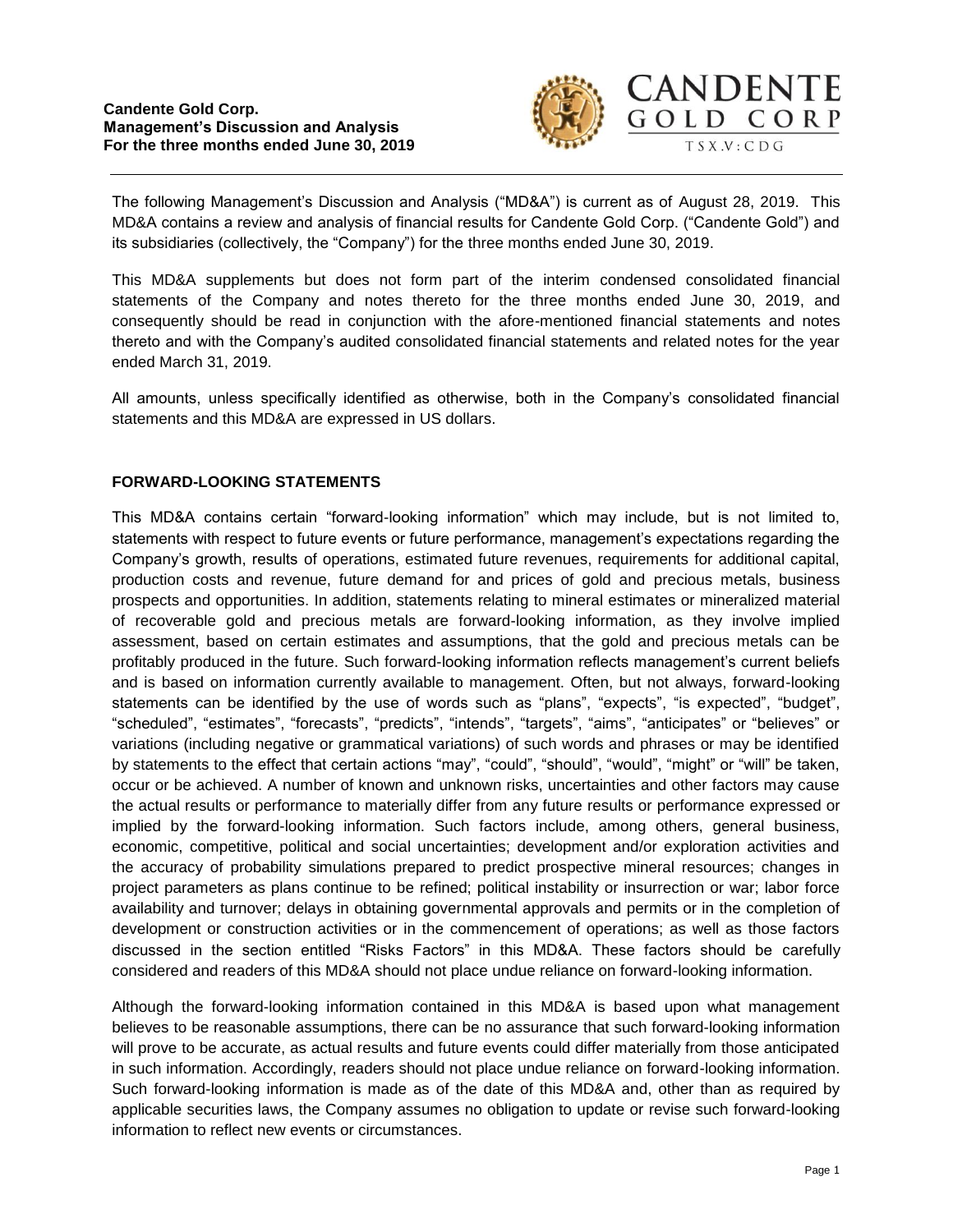**Candente Gold Corp.**
**Management's Discussion and Analysis**
**For the three months ended June 30, 2019**

The following Management's Discussion and Analysis ("MD&A") is current as of August 28, 2019. This MD&A contains a review and analysis of financial results for Candente Gold Corp. ("Candente Gold") and its subsidiaries (collectively, the "Company") for the three months ended June 30, 2019.

This MD&A supplements but does not form part of the interim condensed consolidated financial statements of the Company and notes thereto for the three months ended June 30, 2019, and consequently should be read in conjunction with the afore-mentioned financial statements and notes thereto and with the Company's audited consolidated financial statements and related notes for the year ended March 31, 2019.

All amounts, unless specifically identified as otherwise, both in the Company's consolidated financial statements and this MD&A are expressed in US dollars.

## FORWARD-LOOKING STATEMENTS

This MD&A contains certain "forward-looking information" which may include, but is not limited to, statements with respect to future events or future performance, management's expectations regarding the Company's growth, results of operations, estimated future revenues, requirements for additional capital, production costs and revenue, future demand for and prices of gold and precious metals, business prospects and opportunities. In addition, statements relating to mineral estimates or mineralized material of recoverable gold and precious metals are forward-looking information, as they involve implied assessment, based on certain estimates and assumptions, that the gold and precious metals can be profitably produced in the future. Such forward-looking information reflects management's current beliefs and is based on information currently available to management. Often, but not always, forward-looking statements can be identified by the use of words such as "plans", "expects", "is expected", "budget", "scheduled", "estimates", "forecasts", "predicts", "intends", "targets", "aims", "anticipates" or "believes" or variations (including negative or grammatical variations) of such words and phrases or may be identified by statements to the effect that certain actions "may", "could", "should", "would", "might" or "will" be taken, occur or be achieved. A number of known and unknown risks, uncertainties and other factors may cause the actual results or performance to materially differ from any future results or performance expressed or implied by the forward-looking information. Such factors include, among others, general business, economic, competitive, political and social uncertainties; development and/or exploration activities and the accuracy of probability simulations prepared to predict prospective mineral resources; changes in project parameters as plans continue to be refined; political instability or insurrection or war; labor force availability and turnover; delays in obtaining governmental approvals and permits or in the completion of development or construction activities or in the commencement of operations; as well as those factors discussed in the section entitled "Risks Factors" in this MD&A. These factors should be carefully considered and readers of this MD&A should not place undue reliance on forward-looking information.

Although the forward-looking information contained in this MD&A is based upon what management believes to be reasonable assumptions, there can be no assurance that such forward-looking information will prove to be accurate, as actual results and future events could differ materially from those anticipated in such information. Accordingly, readers should not place undue reliance on forward-looking information. Such forward-looking information is made as of the date of this MD&A and, other than as required by applicable securities laws, the Company assumes no obligation to update or revise such forward-looking information to reflect new events or circumstances.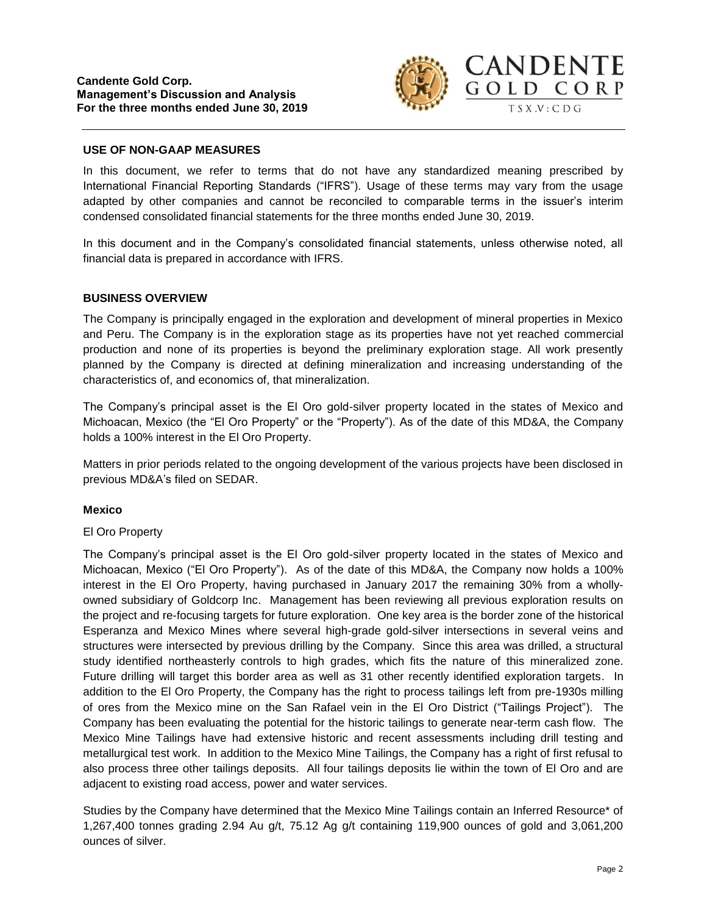## USE OF NON-GAAP MEASURES

In this document, we refer to terms that do not have any standardized meaning prescribed by International Financial Reporting Standards ("IFRS"). Usage of these terms may vary from the usage adapted by other companies and cannot be reconciled to comparable terms in the issuer's interim condensed consolidated financial statements for the three months ended June 30, 2019.

In this document and in the Company's consolidated financial statements, unless otherwise noted, all financial data is prepared in accordance with IFRS.

## BUSINESS OVERVIEW

The Company is principally engaged in the exploration and development of mineral properties in Mexico and Peru. The Company is in the exploration stage as its properties have not yet reached commercial production and none of its properties is beyond the preliminary exploration stage. All work presently planned by the Company is directed at defining mineralization and increasing understanding of the characteristics of, and economics of, that mineralization.

The Company's principal asset is the El Oro gold-silver property located in the states of Mexico and Michoacan, Mexico (the "El Oro Property" or the "Property"). As of the date of this MD&A, the Company holds a 100% interest in the El Oro Property.

Matters in prior periods related to the ongoing development of the various projects have been disclosed in previous MD&A's filed on SEDAR.

### Mexico

El Oro Property

The Company's principal asset is the El Oro gold-silver property located in the states of Mexico and Michoacan, Mexico ("El Oro Property"). As of the date of this MD&A, the Company now holds a 100% interest in the El Oro Property, having purchased in January 2017 the remaining 30% from a wholly-owned subsidiary of Goldcorp Inc. Management has been reviewing all previous exploration results on the project and re-focusing targets for future exploration. One key area is the border zone of the historical Esperanza and Mexico Mines where several high-grade gold-silver intersections in several veins and structures were intersected by previous drilling by the Company. Since this area was drilled, a structural study identified northeasterly controls to high grades, which fits the nature of this mineralized zone. Future drilling will target this border area as well as 31 other recently identified exploration targets. In addition to the El Oro Property, the Company has the right to process tailings left from pre-1930s milling of ores from the Mexico mine on the San Rafael vein in the El Oro District ("Tailings Project"). The Company has been evaluating the potential for the historic tailings to generate near-term cash flow. The Mexico Mine Tailings have had extensive historic and recent assessments including drill testing and metallurgical test work. In addition to the Mexico Mine Tailings, the Company has a right of first refusal to also process three other tailings deposits. All four tailings deposits lie within the town of El Oro and are adjacent to existing road access, power and water services.

Studies by the Company have determined that the Mexico Mine Tailings contain an Inferred Resource* of 1,267,400 tonnes grading 2.94 Au g/t, 75.12 Ag g/t containing 119,900 ounces of gold and 3,061,200 ounces of silver.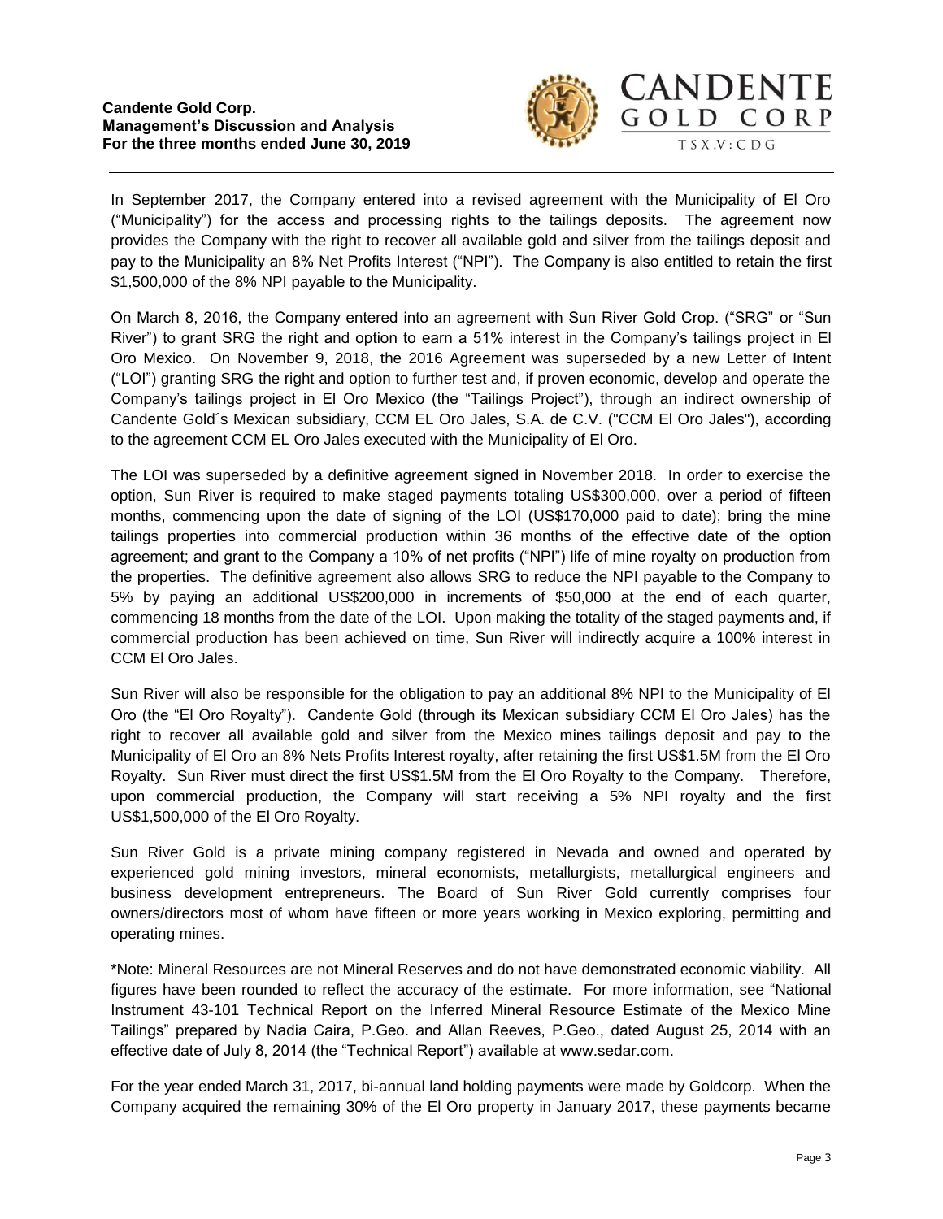In September 2017, the Company entered into a revised agreement with the Municipality of El Oro ("Municipality") for the access and processing rights to the tailings deposits. The agreement now provides the Company with the right to recover all available gold and silver from the tailings deposit and pay to the Municipality an 8% Net Profits Interest ("NPI"). The Company is also entitled to retain the first $1,500,000 of the 8% NPI payable to the Municipality.

On March 8, 2016, the Company entered into an agreement with Sun River Gold Crop. ("SRG" or "Sun River") to grant SRG the right and option to earn a 51% interest in the Company's tailings project in El Oro Mexico. On November 9, 2018, the 2016 Agreement was superseded by a new Letter of Intent ("LOI") granting SRG the right and option to further test and, if proven economic, develop and operate the Company's tailings project in El Oro Mexico (the "Tailings Project"), through an indirect ownership of Candente Gold´s Mexican subsidiary, CCM EL Oro Jales, S.A. de C.V. ("CCM El Oro Jales"), according to the agreement CCM EL Oro Jales executed with the Municipality of El Oro.

The LOI was superseded by a definitive agreement signed in November 2018. In order to exercise the option, Sun River is required to make staged payments totaling US$300,000, over a period of fifteen months, commencing upon the date of signing of the LOI (US$170,000 paid to date); bring the mine tailings properties into commercial production within 36 months of the effective date of the option agreement; and grant to the Company a 10% of net profits ("NPI") life of mine royalty on production from the properties. The definitive agreement also allows SRG to reduce the NPI payable to the Company to 5% by paying an additional US$200,000 in increments of $50,000 at the end of each quarter, commencing 18 months from the date of the LOI. Upon making the totality of the staged payments and, if commercial production has been achieved on time, Sun River will indirectly acquire a 100% interest in CCM El Oro Jales.

Sun River will also be responsible for the obligation to pay an additional 8% NPI to the Municipality of El Oro (the "El Oro Royalty"). Candente Gold (through its Mexican subsidiary CCM El Oro Jales) has the right to recover all available gold and silver from the Mexico mines tailings deposit and pay to the Municipality of El Oro an 8% Nets Profits Interest royalty, after retaining the first US$1.5M from the El Oro Royalty. Sun River must direct the first US$1.5M from the El Oro Royalty to the Company. Therefore, upon commercial production, the Company will start receiving a 5% NPI royalty and the first US$1,500,000 of the El Oro Royalty.

Sun River Gold is a private mining company registered in Nevada and owned and operated by experienced gold mining investors, mineral economists, metallurgists, metallurgical engineers and business development entrepreneurs. The Board of Sun River Gold currently comprises four owners/directors most of whom have fifteen or more years working in Mexico exploring, permitting and operating mines.

*Note: Mineral Resources are not Mineral Reserves and do not have demonstrated economic viability. All figures have been rounded to reflect the accuracy of the estimate. For more information, see "National Instrument 43-101 Technical Report on the Inferred Mineral Resource Estimate of the Mexico Mine Tailings" prepared by Nadia Caira, P.Geo. and Allan Reeves, P.Geo., dated August 25, 2014 with an effective date of July 8, 2014 (the "Technical Report") available at www.sedar.com.

For the year ended March 31, 2017, bi-annual land holding payments were made by Goldcorp. When the Company acquired the remaining 30% of the El Oro property in January 2017, these payments became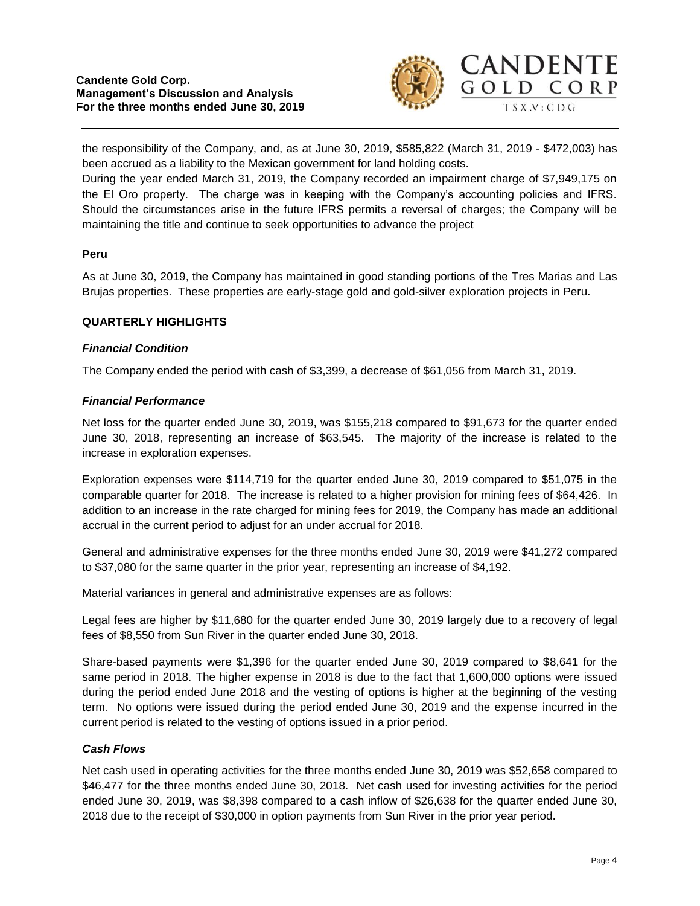the responsibility of the Company, and, as at June 30, 2019, $585,822 (March 31, 2019 - $472,003) has been accrued as a liability to the Mexican government for land holding costs.

During the year ended March 31, 2019, the Company recorded an impairment charge of $7,949,175 on the El Oro property. The charge was in keeping with the Company's accounting policies and IFRS. Should the circumstances arise in the future IFRS permits a reversal of charges; the Company will be maintaining the title and continue to seek opportunities to advance the project

**Peru**

As at June 30, 2019, the Company has maintained in good standing portions of the Tres Marias and Las Brujas properties. These properties are early-stage gold and gold-silver exploration projects in Peru.

## QUARTERLY HIGHLIGHTS

### *Financial Condition*

The Company ended the period with cash of $3,399, a decrease of $61,056 from March 31, 2019.

### *Financial Performance*

Net loss for the quarter ended June 30, 2019, was $155,218 compared to $91,673 for the quarter ended June 30, 2018, representing an increase of $63,545. The majority of the increase is related to the increase in exploration expenses.

Exploration expenses were $114,719 for the quarter ended June 30, 2019 compared to $51,075 in the comparable quarter for 2018. The increase is related to a higher provision for mining fees of $64,426. In addition to an increase in the rate charged for mining fees for 2019, the Company has made an additional accrual in the current period to adjust for an under accrual for 2018.

General and administrative expenses for the three months ended June 30, 2019 were $41,272 compared to $37,080 for the same quarter in the prior year, representing an increase of $4,192.

Material variances in general and administrative expenses are as follows:

Legal fees are higher by $11,680 for the quarter ended June 30, 2019 largely due to a recovery of legal fees of $8,550 from Sun River in the quarter ended June 30, 2018.

Share-based payments were $1,396 for the quarter ended June 30, 2019 compared to $8,641 for the same period in 2018. The higher expense in 2018 is due to the fact that 1,600,000 options were issued during the period ended June 2018 and the vesting of options is higher at the beginning of the vesting term. No options were issued during the period ended June 30, 2019 and the expense incurred in the current period is related to the vesting of options issued in a prior period.

### *Cash Flows*

Net cash used in operating activities for the three months ended June 30, 2019 was $52,658 compared to $46,477 for the three months ended June 30, 2018. Net cash used for investing activities for the period ended June 30, 2019, was $8,398 compared to a cash inflow of $26,638 for the quarter ended June 30, 2018 due to the receipt of $30,000 in option payments from Sun River in the prior year period.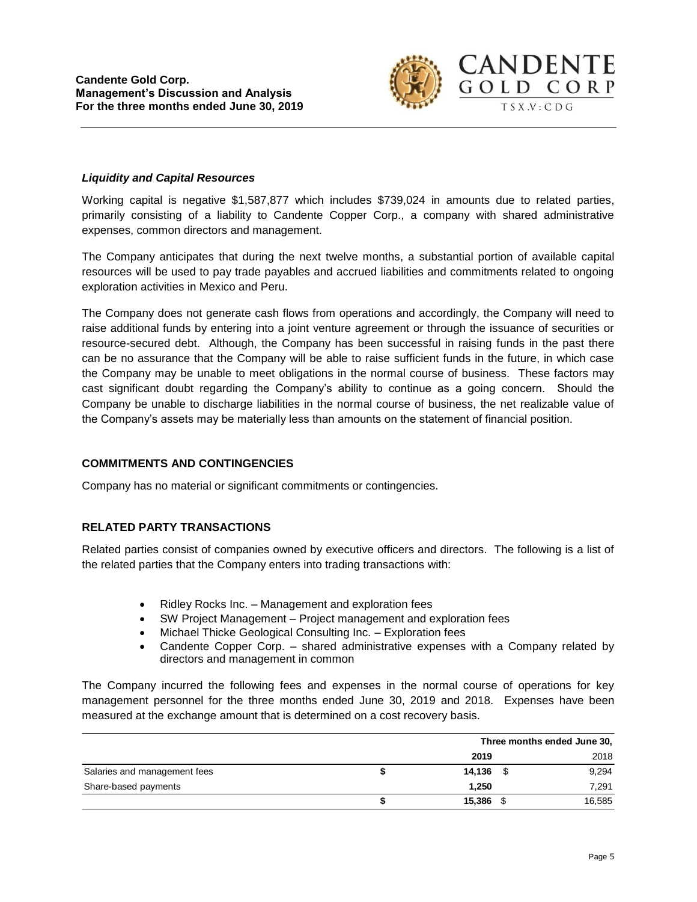### *Liquidity and Capital Resources*

Working capital is negative $1,587,877 which includes $739,024 in amounts due to related parties, primarily consisting of a liability to Candente Copper Corp., a company with shared administrative expenses, common directors and management.

The Company anticipates that during the next twelve months, a substantial portion of available capital resources will be used to pay trade payables and accrued liabilities and commitments related to ongoing exploration activities in Mexico and Peru.

The Company does not generate cash flows from operations and accordingly, the Company will need to raise additional funds by entering into a joint venture agreement or through the issuance of securities or resource-secured debt. Although, the Company has been successful in raising funds in the past there can be no assurance that the Company will be able to raise sufficient funds in the future, in which case the Company may be unable to meet obligations in the normal course of business. These factors may cast significant doubt regarding the Company's ability to continue as a going concern. Should the Company be unable to discharge liabilities in the normal course of business, the net realizable value of the Company's assets may be materially less than amounts on the statement of financial position.

## COMMITMENTS AND CONTINGENCIES

Company has no material or significant commitments or contingencies.

## RELATED PARTY TRANSACTIONS

Related parties consist of companies owned by executive officers and directors. The following is a list of the related parties that the Company enters into trading transactions with:

- Ridley Rocks Inc. – Management and exploration fees
- SW Project Management – Project management and exploration fees
- Michael Thicke Geological Consulting Inc. – Exploration fees
- Candente Copper Corp. – shared administrative expenses with a Company related by directors and management in common

The Company incurred the following fees and expenses in the normal course of operations for key management personnel for the three months ended June 30, 2019 and 2018. Expenses have been measured at the exchange amount that is determined on a cost recovery basis.

| | Three months ended June 30, | |
|---|---|---|
| | **2019** | 2018 |
| Salaries and management fees | **$ 14,136** | $ 9,294 |
| Share-based payments | **1,250** | 7,291 |
| | **$ 15,386** | $ 16,585 |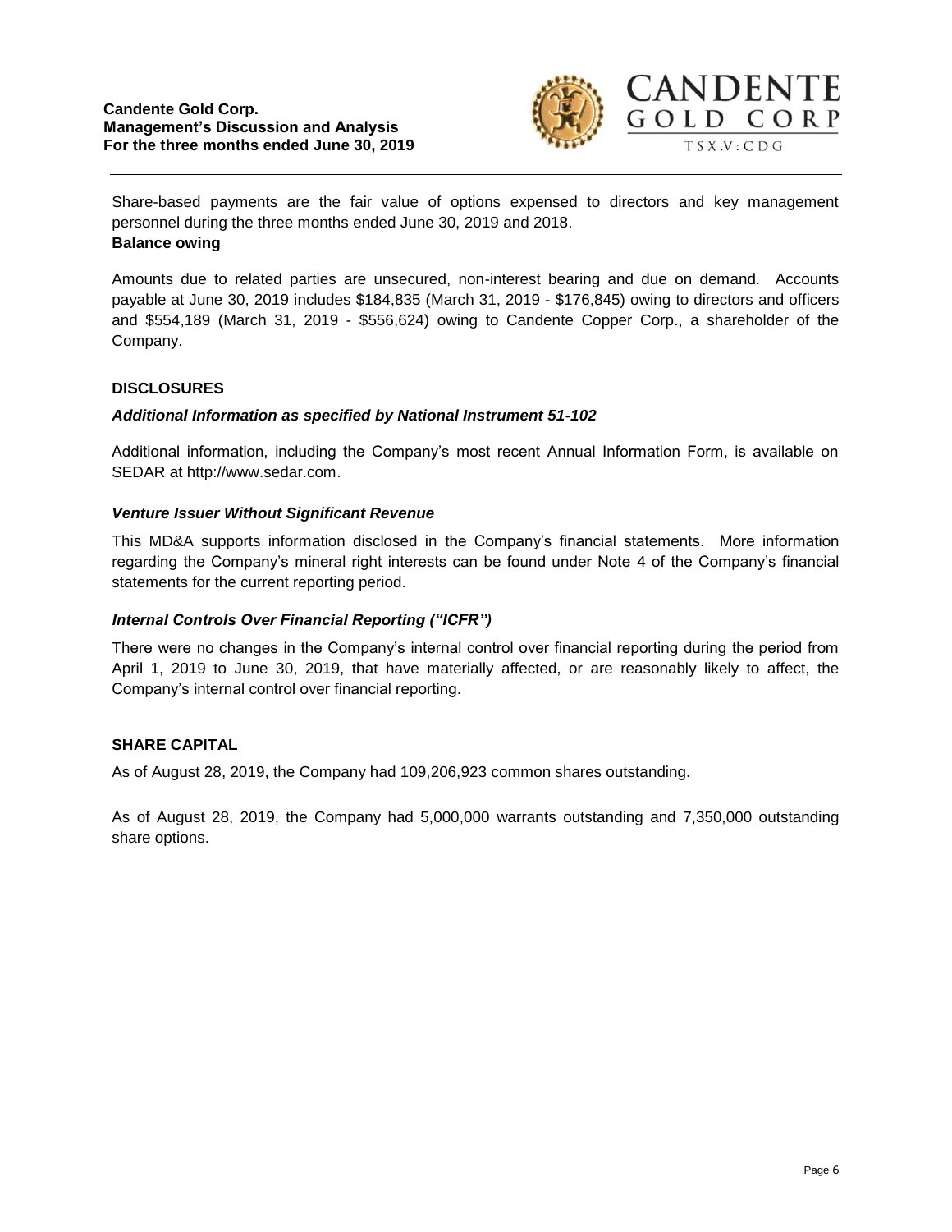Share-based payments are the fair value of options expensed to directors and key management personnel during the three months ended June 30, 2019 and 2018.

**Balance owing**

Amounts due to related parties are unsecured, non-interest bearing and due on demand. Accounts payable at June 30, 2019 includes $184,835 (March 31, 2019 - $176,845) owing to directors and officers and $554,189 (March 31, 2019 - $556,624) owing to Candente Copper Corp., a shareholder of the Company.

## DISCLOSURES

### *Additional Information as specified by National Instrument 51-102*

Additional information, including the Company's most recent Annual Information Form, is available on SEDAR at http://www.sedar.com.

### *Venture Issuer Without Significant Revenue*

This MD&A supports information disclosed in the Company's financial statements. More information regarding the Company's mineral right interests can be found under Note 4 of the Company's financial statements for the current reporting period.

### *Internal Controls Over Financial Reporting ("ICFR")*

There were no changes in the Company's internal control over financial reporting during the period from April 1, 2019 to June 30, 2019, that have materially affected, or are reasonably likely to affect, the Company's internal control over financial reporting.

## SHARE CAPITAL

As of August 28, 2019, the Company had 109,206,923 common shares outstanding.

As of August 28, 2019, the Company had 5,000,000 warrants outstanding and 7,350,000 outstanding share options.